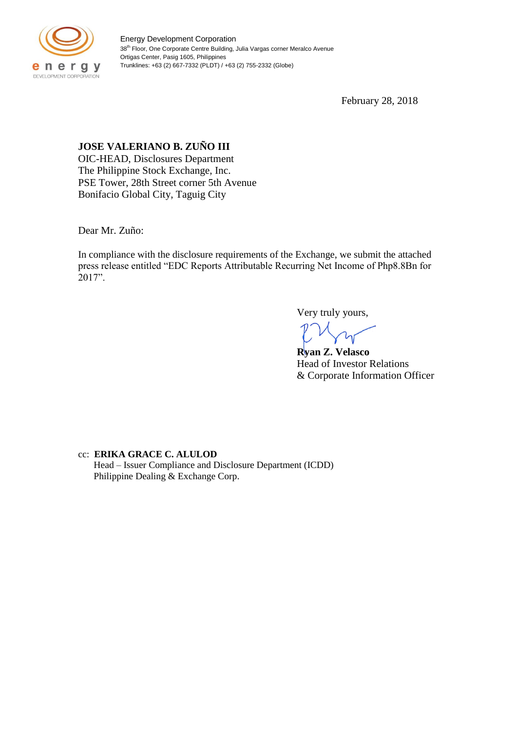Energy Development Corporation
38th Floor, One Corporate Centre Building, Julia Vargas corner Meralco Avenue
Ortigas Center, Pasig 1605, Philippines
Trunklines: +63 (2) 667-7332 (PLDT) / +63 (2) 755-2332 (Globe)

February 28, 2018

**JOSE VALERIANO B. ZUÑO III**
OIC-HEAD, Disclosures Department
The Philippine Stock Exchange, Inc.
PSE Tower, 28th Street corner 5th Avenue
Bonifacio Global City, Taguig City

Dear Mr. Zuño:

In compliance with the disclosure requirements of the Exchange, we submit the attached press release entitled "EDC Reports Attributable Recurring Net Income of Php8.8Bn for 2017".

Very truly yours,

**Ryan Z. Velasco**
Head of Investor Relations
& Corporate Information Officer

cc: **ERIKA GRACE C. ALULOD**
Head – Issuer Compliance and Disclosure Department (ICDD)
Philippine Dealing & Exchange Corp.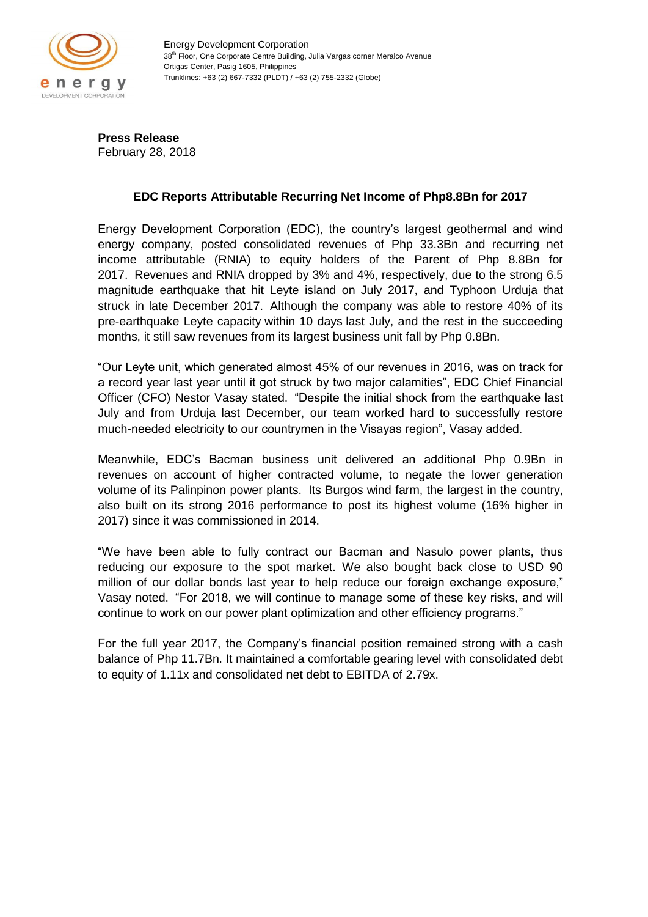Energy Development Corporation
38th Floor, One Corporate Centre Building, Julia Vargas corner Meralco Avenue
Ortigas Center, Pasig 1605, Philippines
Trunklines: +63 (2) 667-7332 (PLDT) / +63 (2) 755-2332 (Globe)

**Press Release**
February 28, 2018

## EDC Reports Attributable Recurring Net Income of Php8.8Bn for 2017

Energy Development Corporation (EDC), the country's largest geothermal and wind energy company, posted consolidated revenues of Php 33.3Bn and recurring net income attributable (RNIA) to equity holders of the Parent of Php 8.8Bn for 2017. Revenues and RNIA dropped by 3% and 4%, respectively, due to the strong 6.5 magnitude earthquake that hit Leyte island on July 2017, and Typhoon Urduja that struck in late December 2017. Although the company was able to restore 40% of its pre-earthquake Leyte capacity within 10 days last July, and the rest in the succeeding months, it still saw revenues from its largest business unit fall by Php 0.8Bn.

"Our Leyte unit, which generated almost 45% of our revenues in 2016, was on track for a record year last year until it got struck by two major calamities", EDC Chief Financial Officer (CFO) Nestor Vasay stated. "Despite the initial shock from the earthquake last July and from Urduja last December, our team worked hard to successfully restore much-needed electricity to our countrymen in the Visayas region", Vasay added.

Meanwhile, EDC's Bacman business unit delivered an additional Php 0.9Bn in revenues on account of higher contracted volume, to negate the lower generation volume of its Palinpinon power plants. Its Burgos wind farm, the largest in the country, also built on its strong 2016 performance to post its highest volume (16% higher in 2017) since it was commissioned in 2014.

"We have been able to fully contract our Bacman and Nasulo power plants, thus reducing our exposure to the spot market. We also bought back close to USD 90 million of our dollar bonds last year to help reduce our foreign exchange exposure," Vasay noted. "For 2018, we will continue to manage some of these key risks, and will continue to work on our power plant optimization and other efficiency programs."

For the full year 2017, the Company's financial position remained strong with a cash balance of Php 11.7Bn. It maintained a comfortable gearing level with consolidated debt to equity of 1.11x and consolidated net debt to EBITDA of 2.79x.